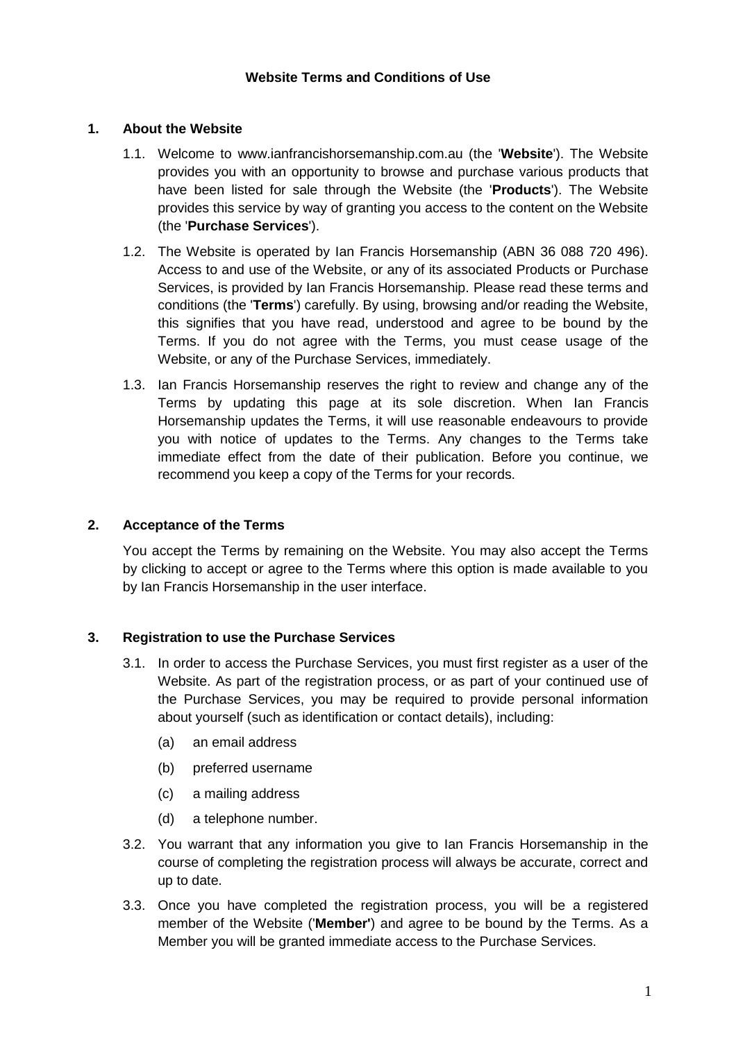# Website Terms and Conditions of Use

## 1. About the Website

1.1. Welcome to www.ianfrancishorsemanship.com.au (the '**Website**'). The Website provides you with an opportunity to browse and purchase various products that have been listed for sale through the Website (the '**Products**'). The Website provides this service by way of granting you access to the content on the Website (the '**Purchase Services**').

1.2. The Website is operated by Ian Francis Horsemanship (ABN 36 088 720 496). Access to and use of the Website, or any of its associated Products or Purchase Services, is provided by Ian Francis Horsemanship. Please read these terms and conditions (the '**Terms**') carefully. By using, browsing and/or reading the Website, this signifies that you have read, understood and agree to be bound by the Terms. If you do not agree with the Terms, you must cease usage of the Website, or any of the Purchase Services, immediately.

1.3. Ian Francis Horsemanship reserves the right to review and change any of the Terms by updating this page at its sole discretion. When Ian Francis Horsemanship updates the Terms, it will use reasonable endeavours to provide you with notice of updates to the Terms. Any changes to the Terms take immediate effect from the date of their publication. Before you continue, we recommend you keep a copy of the Terms for your records.

## 2. Acceptance of the Terms

You accept the Terms by remaining on the Website. You may also accept the Terms by clicking to accept or agree to the Terms where this option is made available to you by Ian Francis Horsemanship in the user interface.

## 3. Registration to use the Purchase Services

3.1. In order to access the Purchase Services, you must first register as a user of the Website. As part of the registration process, or as part of your continued use of the Purchase Services, you may be required to provide personal information about yourself (such as identification or contact details), including:

(a) an email address

(b) preferred username

(c) a mailing address

(d) a telephone number.

3.2. You warrant that any information you give to Ian Francis Horsemanship in the course of completing the registration process will always be accurate, correct and up to date.

3.3. Once you have completed the registration process, you will be a registered member of the Website ('**Member'**) and agree to be bound by the Terms. As a Member you will be granted immediate access to the Purchase Services.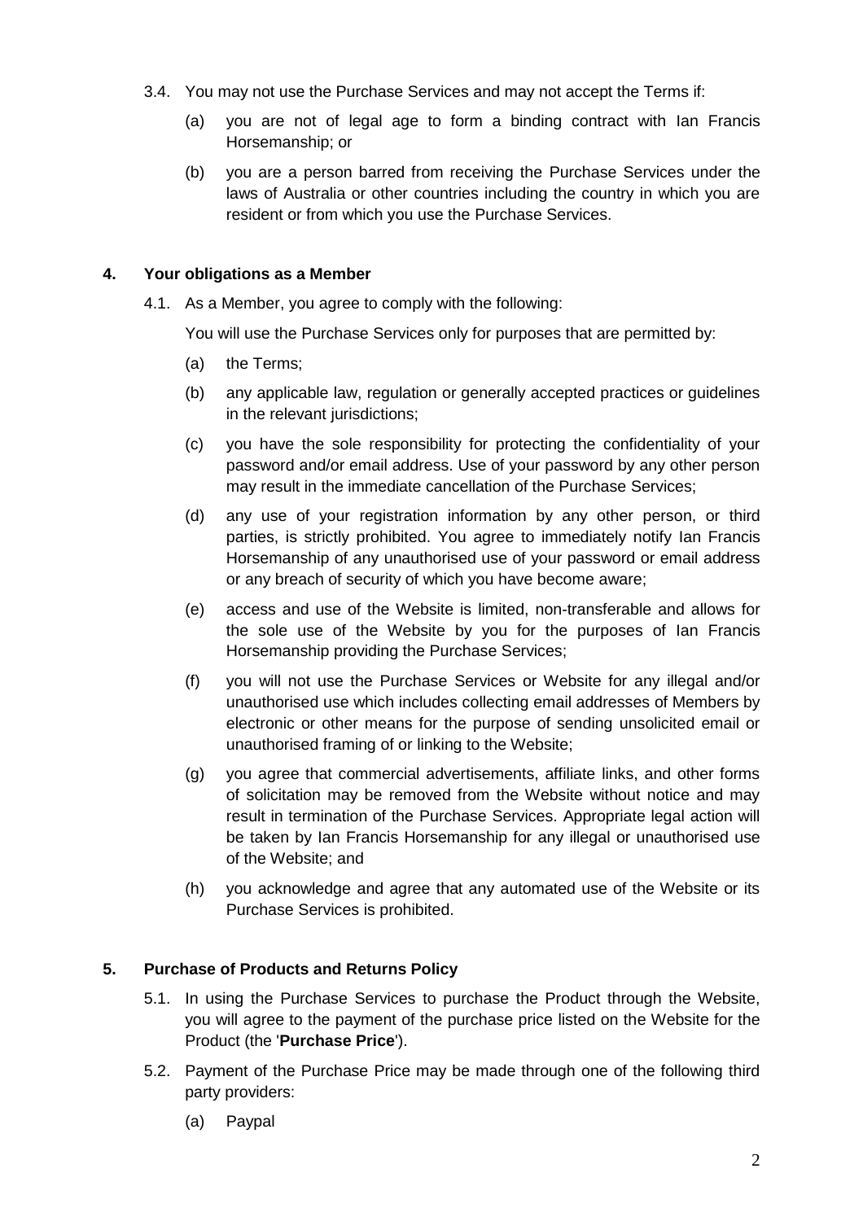3.4. You may not use the Purchase Services and may not accept the Terms if:

(a) you are not of legal age to form a binding contract with Ian Francis Horsemanship; or

(b) you are a person barred from receiving the Purchase Services under the laws of Australia or other countries including the country in which you are resident or from which you use the Purchase Services.

## 4. Your obligations as a Member

4.1. As a Member, you agree to comply with the following:

You will use the Purchase Services only for purposes that are permitted by:

(a) the Terms;

(b) any applicable law, regulation or generally accepted practices or guidelines in the relevant jurisdictions;

(c) you have the sole responsibility for protecting the confidentiality of your password and/or email address. Use of your password by any other person may result in the immediate cancellation of the Purchase Services;

(d) any use of your registration information by any other person, or third parties, is strictly prohibited. You agree to immediately notify Ian Francis Horsemanship of any unauthorised use of your password or email address or any breach of security of which you have become aware;

(e) access and use of the Website is limited, non-transferable and allows for the sole use of the Website by you for the purposes of Ian Francis Horsemanship providing the Purchase Services;

(f) you will not use the Purchase Services or Website for any illegal and/or unauthorised use which includes collecting email addresses of Members by electronic or other means for the purpose of sending unsolicited email or unauthorised framing of or linking to the Website;

(g) you agree that commercial advertisements, affiliate links, and other forms of solicitation may be removed from the Website without notice and may result in termination of the Purchase Services. Appropriate legal action will be taken by Ian Francis Horsemanship for any illegal or unauthorised use of the Website; and

(h) you acknowledge and agree that any automated use of the Website or its Purchase Services is prohibited.

## 5. Purchase of Products and Returns Policy

5.1. In using the Purchase Services to purchase the Product through the Website, you will agree to the payment of the purchase price listed on the Website for the Product (the '**Purchase Price**').

5.2. Payment of the Purchase Price may be made through one of the following third party providers:

(a) Paypal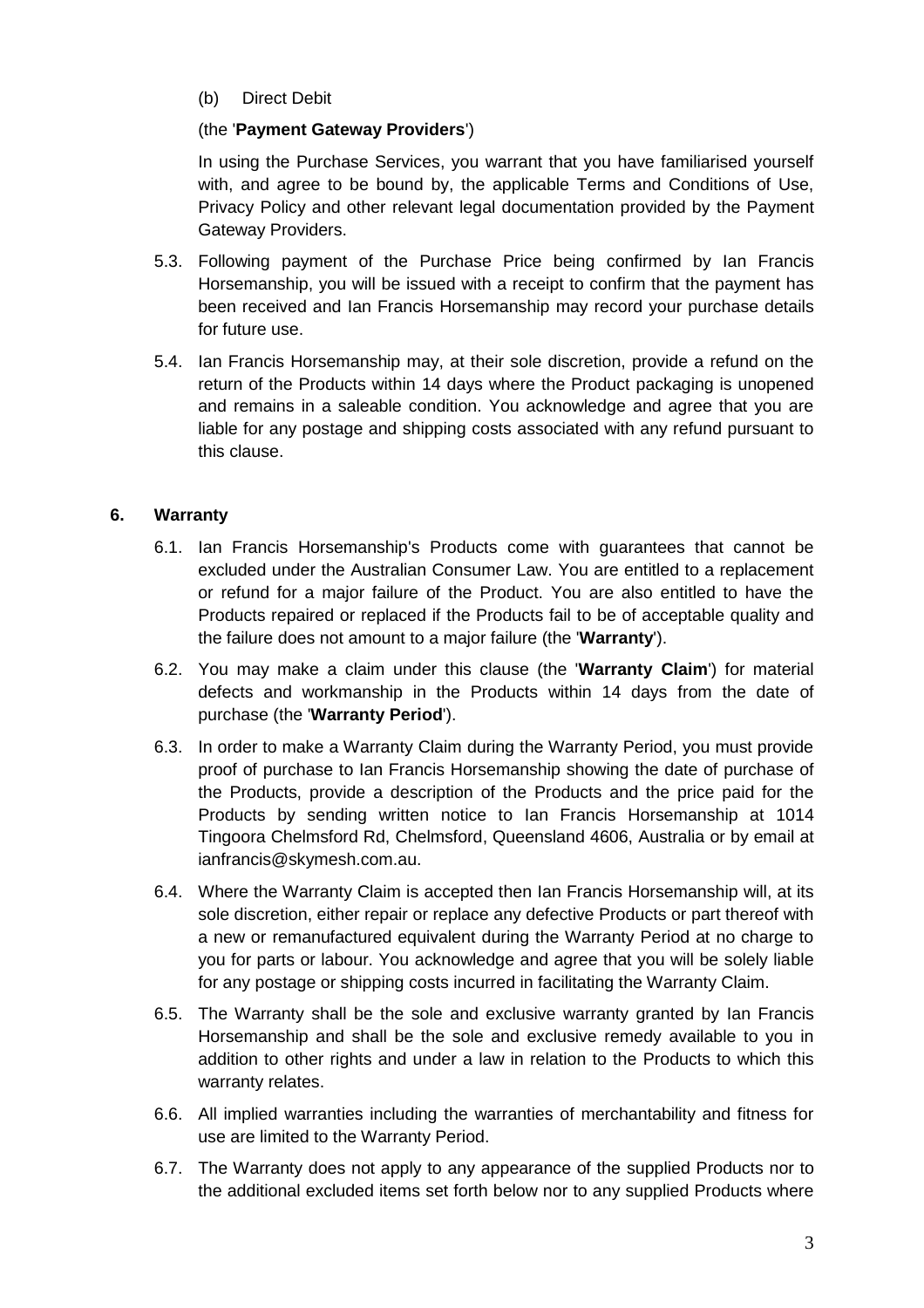(b) Direct Debit

(the '**Payment Gateway Providers**')

In using the Purchase Services, you warrant that you have familiarised yourself with, and agree to be bound by, the applicable Terms and Conditions of Use, Privacy Policy and other relevant legal documentation provided by the Payment Gateway Providers.

5.3. Following payment of the Purchase Price being confirmed by Ian Francis Horsemanship, you will be issued with a receipt to confirm that the payment has been received and Ian Francis Horsemanship may record your purchase details for future use.

5.4. Ian Francis Horsemanship may, at their sole discretion, provide a refund on the return of the Products within 14 days where the Product packaging is unopened and remains in a saleable condition. You acknowledge and agree that you are liable for any postage and shipping costs associated with any refund pursuant to this clause.

## 6. Warranty

6.1. Ian Francis Horsemanship's Products come with guarantees that cannot be excluded under the Australian Consumer Law. You are entitled to a replacement or refund for a major failure of the Product. You are also entitled to have the Products repaired or replaced if the Products fail to be of acceptable quality and the failure does not amount to a major failure (the '**Warranty**').

6.2. You may make a claim under this clause (the '**Warranty Claim**') for material defects and workmanship in the Products within 14 days from the date of purchase (the '**Warranty Period**').

6.3. In order to make a Warranty Claim during the Warranty Period, you must provide proof of purchase to Ian Francis Horsemanship showing the date of purchase of the Products, provide a description of the Products and the price paid for the Products by sending written notice to Ian Francis Horsemanship at 1014 Tingoora Chelmsford Rd, Chelmsford, Queensland 4606, Australia or by email at ianfrancis@skymesh.com.au.

6.4. Where the Warranty Claim is accepted then Ian Francis Horsemanship will, at its sole discretion, either repair or replace any defective Products or part thereof with a new or remanufactured equivalent during the Warranty Period at no charge to you for parts or labour. You acknowledge and agree that you will be solely liable for any postage or shipping costs incurred in facilitating the Warranty Claim.

6.5. The Warranty shall be the sole and exclusive warranty granted by Ian Francis Horsemanship and shall be the sole and exclusive remedy available to you in addition to other rights and under a law in relation to the Products to which this warranty relates.

6.6. All implied warranties including the warranties of merchantability and fitness for use are limited to the Warranty Period.

6.7. The Warranty does not apply to any appearance of the supplied Products nor to the additional excluded items set forth below nor to any supplied Products where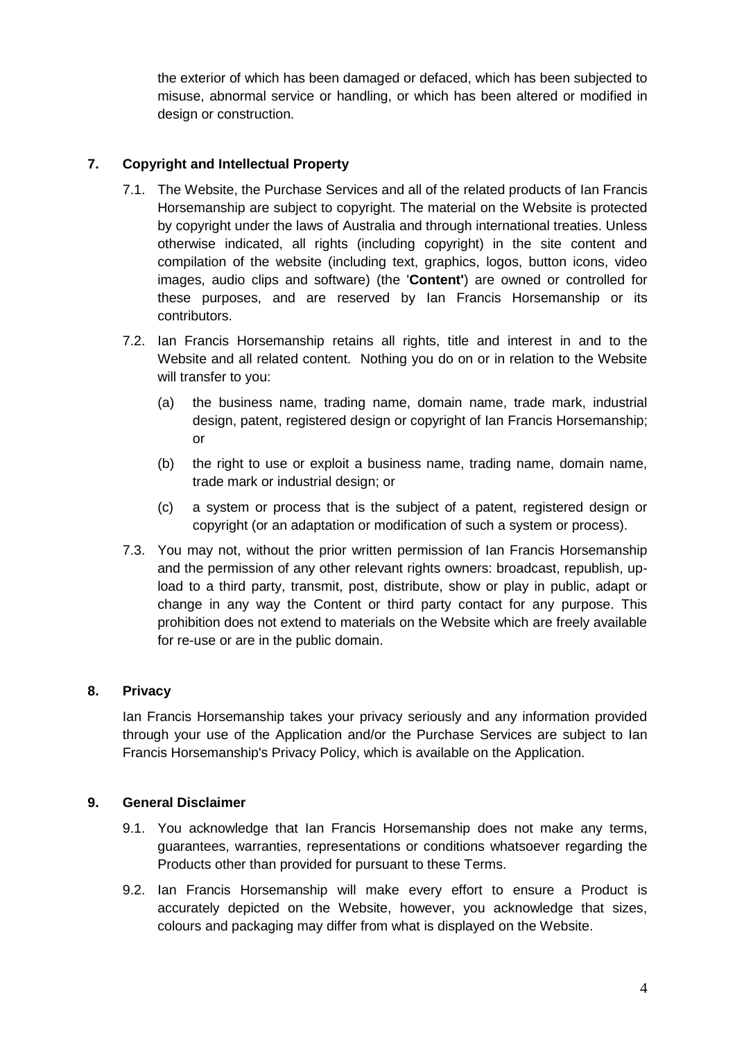the exterior of which has been damaged or defaced, which has been subjected to misuse, abnormal service or handling, or which has been altered or modified in design or construction.

## 7. Copyright and Intellectual Property

7.1. The Website, the Purchase Services and all of the related products of Ian Francis Horsemanship are subject to copyright. The material on the Website is protected by copyright under the laws of Australia and through international treaties. Unless otherwise indicated, all rights (including copyright) in the site content and compilation of the website (including text, graphics, logos, button icons, video images, audio clips and software) (the '**Content'**) are owned or controlled for these purposes, and are reserved by Ian Francis Horsemanship or its contributors.

7.2. Ian Francis Horsemanship retains all rights, title and interest in and to the Website and all related content. Nothing you do on or in relation to the Website will transfer to you:

(a) the business name, trading name, domain name, trade mark, industrial design, patent, registered design or copyright of Ian Francis Horsemanship; or

(b) the right to use or exploit a business name, trading name, domain name, trade mark or industrial design; or

(c) a system or process that is the subject of a patent, registered design or copyright (or an adaptation or modification of such a system or process).

7.3. You may not, without the prior written permission of Ian Francis Horsemanship and the permission of any other relevant rights owners: broadcast, republish, up-load to a third party, transmit, post, distribute, show or play in public, adapt or change in any way the Content or third party contact for any purpose. This prohibition does not extend to materials on the Website which are freely available for re-use or are in the public domain.

## 8. Privacy

Ian Francis Horsemanship takes your privacy seriously and any information provided through your use of the Application and/or the Purchase Services are subject to Ian Francis Horsemanship's Privacy Policy, which is available on the Application.

## 9. General Disclaimer

9.1. You acknowledge that Ian Francis Horsemanship does not make any terms, guarantees, warranties, representations or conditions whatsoever regarding the Products other than provided for pursuant to these Terms.

9.2. Ian Francis Horsemanship will make every effort to ensure a Product is accurately depicted on the Website, however, you acknowledge that sizes, colours and packaging may differ from what is displayed on the Website.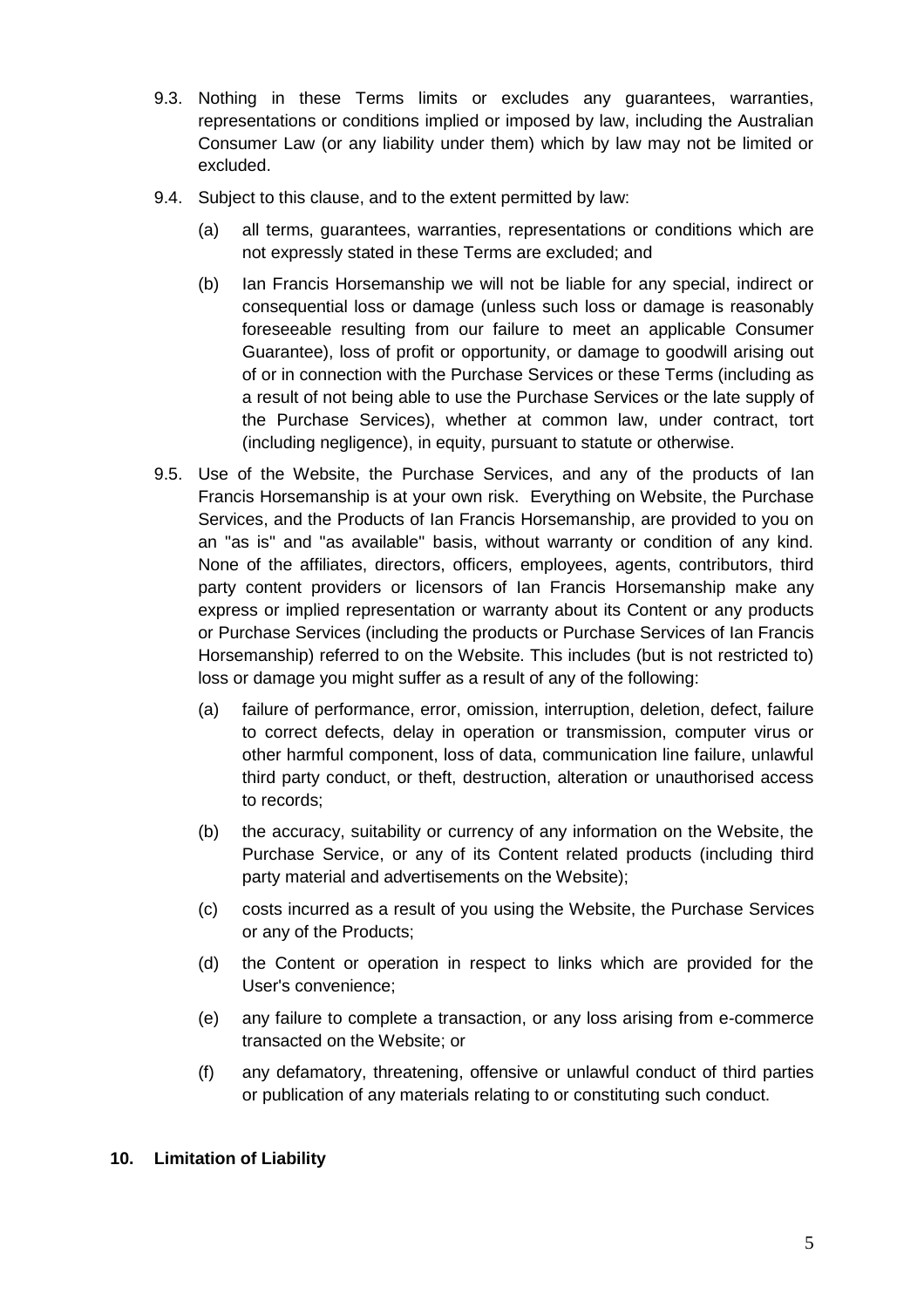9.3. Nothing in these Terms limits or excludes any guarantees, warranties, representations or conditions implied or imposed by law, including the Australian Consumer Law (or any liability under them) which by law may not be limited or excluded.

9.4. Subject to this clause, and to the extent permitted by law:

(a) all terms, guarantees, warranties, representations or conditions which are not expressly stated in these Terms are excluded; and

(b) Ian Francis Horsemanship we will not be liable for any special, indirect or consequential loss or damage (unless such loss or damage is reasonably foreseeable resulting from our failure to meet an applicable Consumer Guarantee), loss of profit or opportunity, or damage to goodwill arising out of or in connection with the Purchase Services or these Terms (including as a result of not being able to use the Purchase Services or the late supply of the Purchase Services), whether at common law, under contract, tort (including negligence), in equity, pursuant to statute or otherwise.

9.5. Use of the Website, the Purchase Services, and any of the products of Ian Francis Horsemanship is at your own risk. Everything on Website, the Purchase Services, and the Products of Ian Francis Horsemanship, are provided to you on an "as is" and "as available" basis, without warranty or condition of any kind. None of the affiliates, directors, officers, employees, agents, contributors, third party content providers or licensors of Ian Francis Horsemanship make any express or implied representation or warranty about its Content or any products or Purchase Services (including the products or Purchase Services of Ian Francis Horsemanship) referred to on the Website. This includes (but is not restricted to) loss or damage you might suffer as a result of any of the following:

(a) failure of performance, error, omission, interruption, deletion, defect, failure to correct defects, delay in operation or transmission, computer virus or other harmful component, loss of data, communication line failure, unlawful third party conduct, or theft, destruction, alteration or unauthorised access to records;

(b) the accuracy, suitability or currency of any information on the Website, the Purchase Service, or any of its Content related products (including third party material and advertisements on the Website);

(c) costs incurred as a result of you using the Website, the Purchase Services or any of the Products;

(d) the Content or operation in respect to links which are provided for the User's convenience;

(e) any failure to complete a transaction, or any loss arising from e-commerce transacted on the Website; or

(f) any defamatory, threatening, offensive or unlawful conduct of third parties or publication of any materials relating to or constituting such conduct.

## 10. Limitation of Liability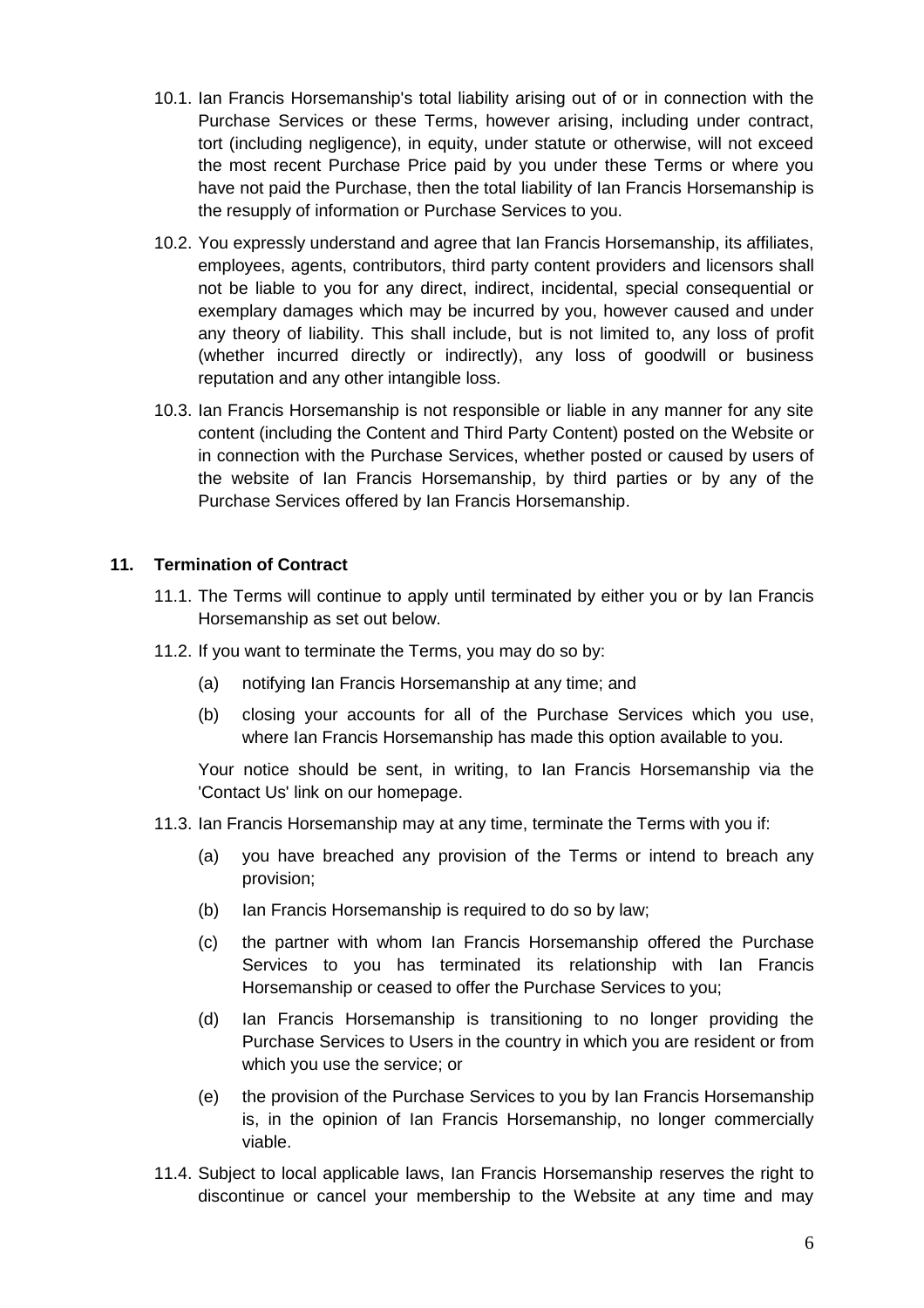10.1. Ian Francis Horsemanship's total liability arising out of or in connection with the Purchase Services or these Terms, however arising, including under contract, tort (including negligence), in equity, under statute or otherwise, will not exceed the most recent Purchase Price paid by you under these Terms or where you have not paid the Purchase, then the total liability of Ian Francis Horsemanship is the resupply of information or Purchase Services to you.

10.2. You expressly understand and agree that Ian Francis Horsemanship, its affiliates, employees, agents, contributors, third party content providers and licensors shall not be liable to you for any direct, indirect, incidental, special consequential or exemplary damages which may be incurred by you, however caused and under any theory of liability. This shall include, but is not limited to, any loss of profit (whether incurred directly or indirectly), any loss of goodwill or business reputation and any other intangible loss.

10.3. Ian Francis Horsemanship is not responsible or liable in any manner for any site content (including the Content and Third Party Content) posted on the Website or in connection with the Purchase Services, whether posted or caused by users of the website of Ian Francis Horsemanship, by third parties or by any of the Purchase Services offered by Ian Francis Horsemanship.

## 11. Termination of Contract

11.1. The Terms will continue to apply until terminated by either you or by Ian Francis Horsemanship as set out below.

11.2. If you want to terminate the Terms, you may do so by:

(a) notifying Ian Francis Horsemanship at any time; and

(b) closing your accounts for all of the Purchase Services which you use, where Ian Francis Horsemanship has made this option available to you.

Your notice should be sent, in writing, to Ian Francis Horsemanship via the 'Contact Us' link on our homepage.

11.3. Ian Francis Horsemanship may at any time, terminate the Terms with you if:

(a) you have breached any provision of the Terms or intend to breach any provision;

(b) Ian Francis Horsemanship is required to do so by law;

(c) the partner with whom Ian Francis Horsemanship offered the Purchase Services to you has terminated its relationship with Ian Francis Horsemanship or ceased to offer the Purchase Services to you;

(d) Ian Francis Horsemanship is transitioning to no longer providing the Purchase Services to Users in the country in which you are resident or from which you use the service; or

(e) the provision of the Purchase Services to you by Ian Francis Horsemanship is, in the opinion of Ian Francis Horsemanship, no longer commercially viable.

11.4. Subject to local applicable laws, Ian Francis Horsemanship reserves the right to discontinue or cancel your membership to the Website at any time and may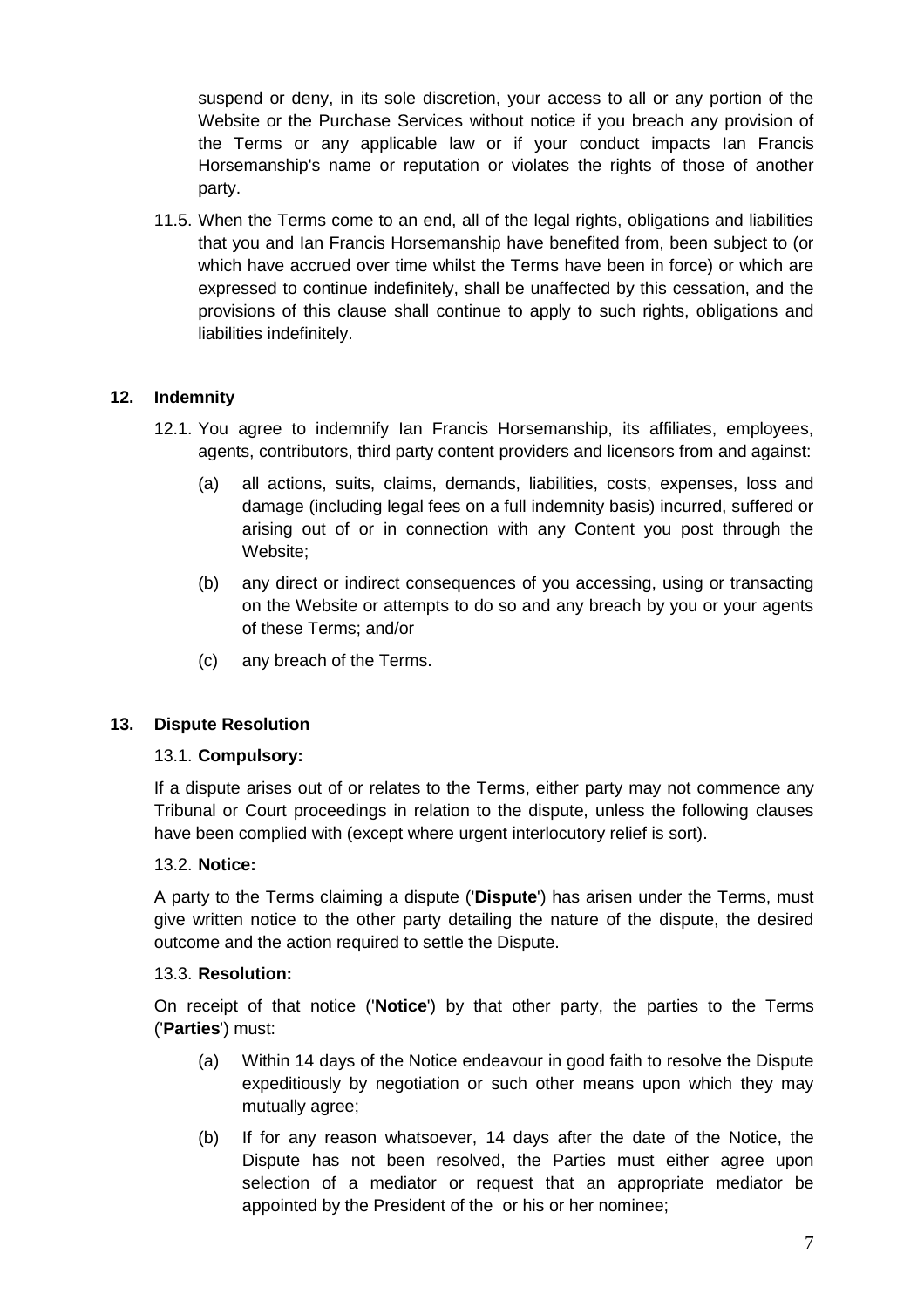suspend or deny, in its sole discretion, your access to all or any portion of the Website or the Purchase Services without notice if you breach any provision of the Terms or any applicable law or if your conduct impacts Ian Francis Horsemanship's name or reputation or violates the rights of those of another party.

11.5. When the Terms come to an end, all of the legal rights, obligations and liabilities that you and Ian Francis Horsemanship have benefited from, been subject to (or which have accrued over time whilst the Terms have been in force) or which are expressed to continue indefinitely, shall be unaffected by this cessation, and the provisions of this clause shall continue to apply to such rights, obligations and liabilities indefinitely.

## 12. Indemnity

12.1. You agree to indemnify Ian Francis Horsemanship, its affiliates, employees, agents, contributors, third party content providers and licensors from and against:

(a) all actions, suits, claims, demands, liabilities, costs, expenses, loss and damage (including legal fees on a full indemnity basis) incurred, suffered or arising out of or in connection with any Content you post through the Website;

(b) any direct or indirect consequences of you accessing, using or transacting on the Website or attempts to do so and any breach by you or your agents of these Terms; and/or

(c) any breach of the Terms.

## 13. Dispute Resolution

13.1. **Compulsory:**

If a dispute arises out of or relates to the Terms, either party may not commence any Tribunal or Court proceedings in relation to the dispute, unless the following clauses have been complied with (except where urgent interlocutory relief is sort).

13.2. **Notice:**

A party to the Terms claiming a dispute ('**Dispute**') has arisen under the Terms, must give written notice to the other party detailing the nature of the dispute, the desired outcome and the action required to settle the Dispute.

13.3. **Resolution:**

On receipt of that notice ('**Notice**') by that other party, the parties to the Terms ('**Parties**') must:

(a) Within 14 days of the Notice endeavour in good faith to resolve the Dispute expeditiously by negotiation or such other means upon which they may mutually agree;

(b) If for any reason whatsoever, 14 days after the date of the Notice, the Dispute has not been resolved, the Parties must either agree upon selection of a mediator or request that an appropriate mediator be appointed by the President of the or his or her nominee;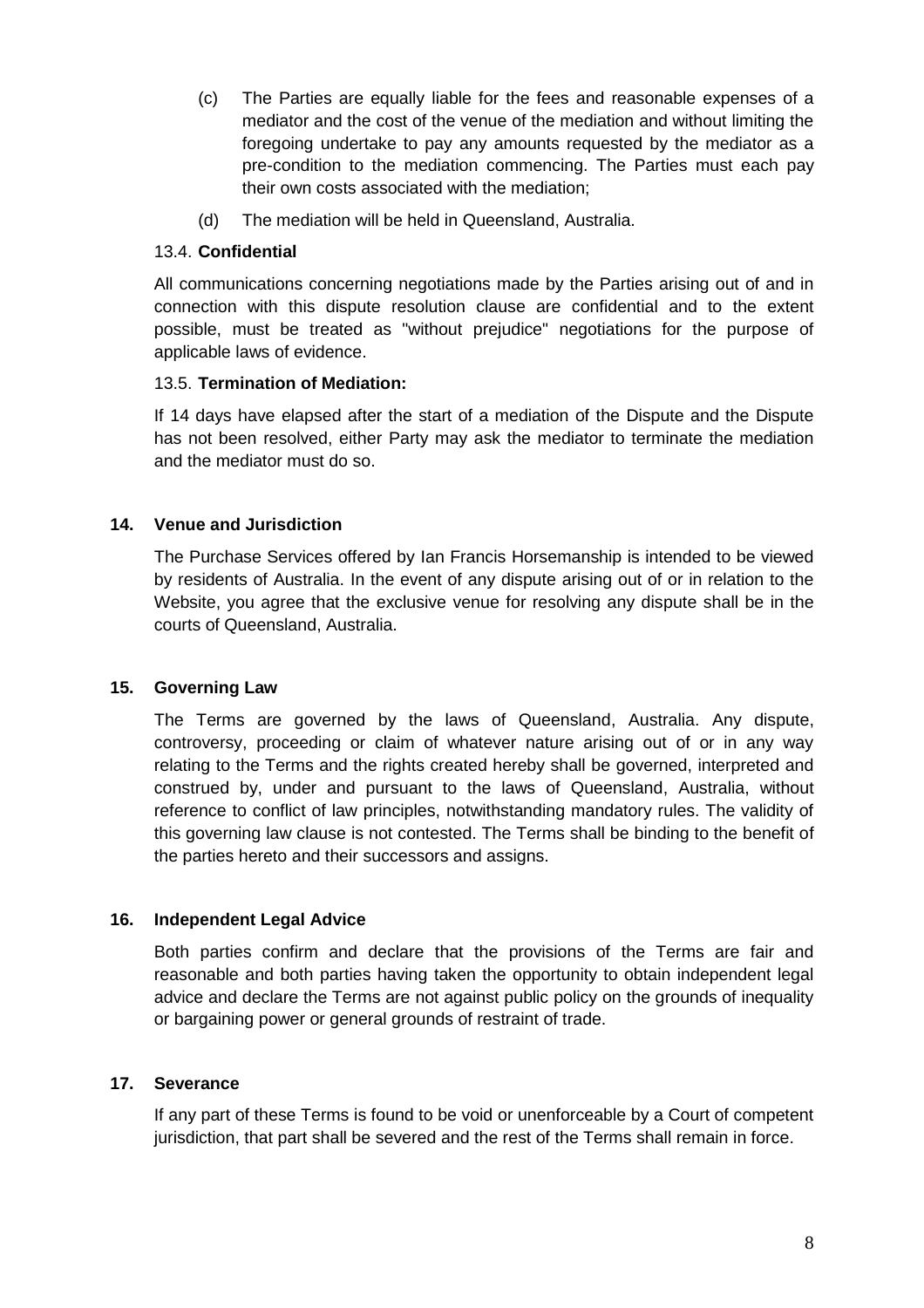(c) The Parties are equally liable for the fees and reasonable expenses of a mediator and the cost of the venue of the mediation and without limiting the foregoing undertake to pay any amounts requested by the mediator as a pre-condition to the mediation commencing. The Parties must each pay their own costs associated with the mediation;

(d) The mediation will be held in Queensland, Australia.

13.4. **Confidential**

All communications concerning negotiations made by the Parties arising out of and in connection with this dispute resolution clause are confidential and to the extent possible, must be treated as "without prejudice" negotiations for the purpose of applicable laws of evidence.

13.5. **Termination of Mediation:**

If 14 days have elapsed after the start of a mediation of the Dispute and the Dispute has not been resolved, either Party may ask the mediator to terminate the mediation and the mediator must do so.

## 14. Venue and Jurisdiction

The Purchase Services offered by Ian Francis Horsemanship is intended to be viewed by residents of Australia. In the event of any dispute arising out of or in relation to the Website, you agree that the exclusive venue for resolving any dispute shall be in the courts of Queensland, Australia.

## 15. Governing Law

The Terms are governed by the laws of Queensland, Australia. Any dispute, controversy, proceeding or claim of whatever nature arising out of or in any way relating to the Terms and the rights created hereby shall be governed, interpreted and construed by, under and pursuant to the laws of Queensland, Australia, without reference to conflict of law principles, notwithstanding mandatory rules. The validity of this governing law clause is not contested. The Terms shall be binding to the benefit of the parties hereto and their successors and assigns.

## 16. Independent Legal Advice

Both parties confirm and declare that the provisions of the Terms are fair and reasonable and both parties having taken the opportunity to obtain independent legal advice and declare the Terms are not against public policy on the grounds of inequality or bargaining power or general grounds of restraint of trade.

## 17. Severance

If any part of these Terms is found to be void or unenforceable by a Court of competent jurisdiction, that part shall be severed and the rest of the Terms shall remain in force.